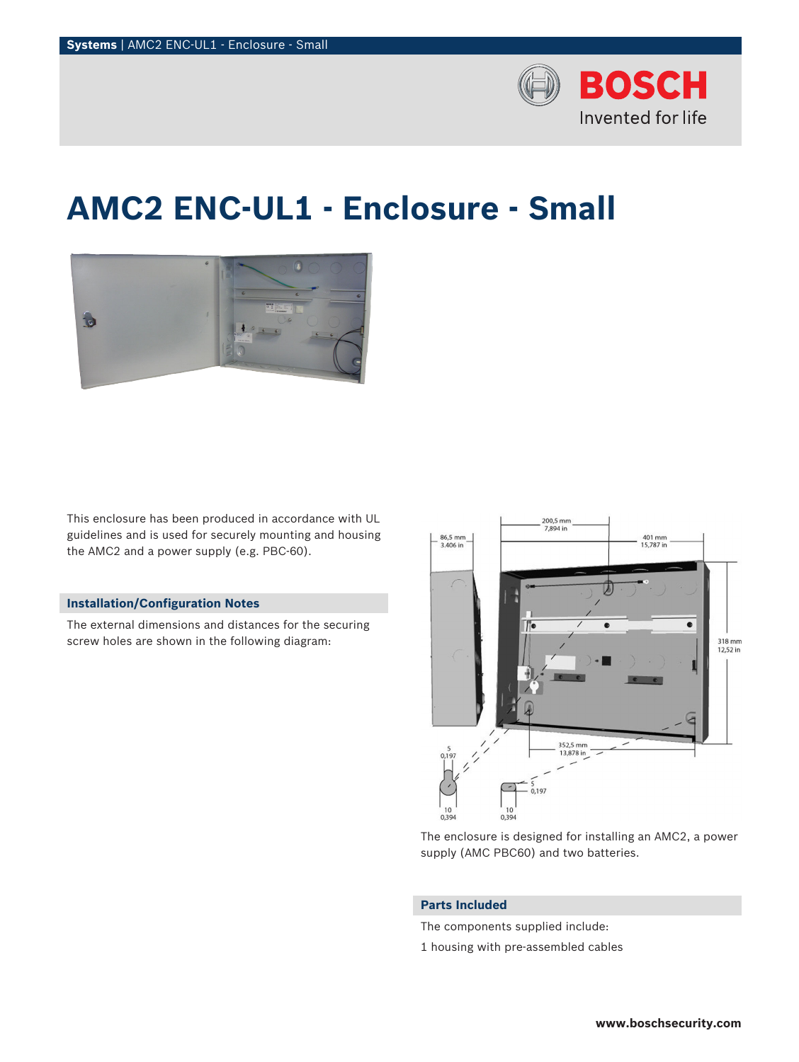# AMC2 ENC-UL1 - Enclosure - Small

This enclosure has been produced in accordance with UL guidelines and is used for securely mounting and housing the AMC2 and a power supply (e.g. PBC-60).

## Installation/Configuration Notes

The external dimensions and distances for the securing screw holes are shown in the following diagram:

The enclosure is designed for installing an AMC2, a power supply (AMC PBC60) and two batteries.

## Parts Included

The components supplied include:

1 housing with pre-assembled cables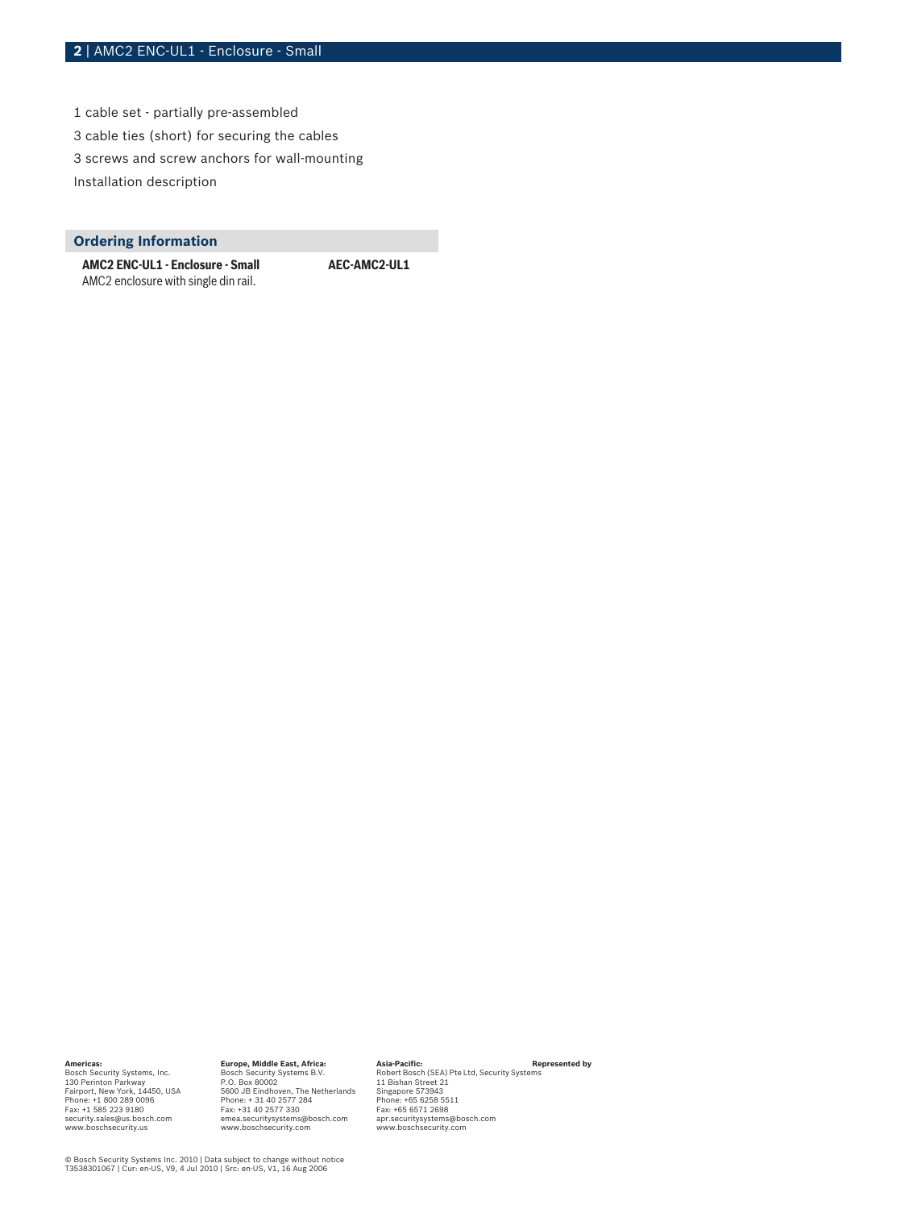1 cable set - partially pre-assembled

3 cable ties (short) for securing the cables

3 screws and screw anchors for wall-mounting

Installation description

## Ordering Information

| | |
|---|---|
| **AMC2 ENC-UL1 - Enclosure - Small**<br>AMC2 enclosure with single din rail. | **AEC-AMC2-UL1** |

**Americas:**
Bosch Security Systems, Inc.
130 Perinton Parkway
Fairport, New York, 14450, USA
Phone: +1 800 289 0096
Fax: +1 585 223 9180
security.sales@us.bosch.com
www.boschsecurity.us

**Europe, Middle East, Africa:**
Bosch Security Systems B.V.
P.O. Box 80002
5600 JB Eindhoven, The Netherlands
Phone: + 31 40 2577 284
Fax: +31 40 2577 330
emea.securitysystems@bosch.com
www.boschsecurity.com

**Asia-Pacific:**
Robert Bosch (SEA) Pte Ltd, Security Systems
11 Bishan Street 21
Singapore 573943
Phone: +65 6258 5511
Fax: +65 6571 2698
apr.securitysystems@bosch.com
www.boschsecurity.com

**Represented by**

© Bosch Security Systems Inc. 2010 | Data subject to change without notice
T3538301067 | Cur: en-US, V9, 4 Jul 2010 | Src: en-US, V1, 16 Aug 2006